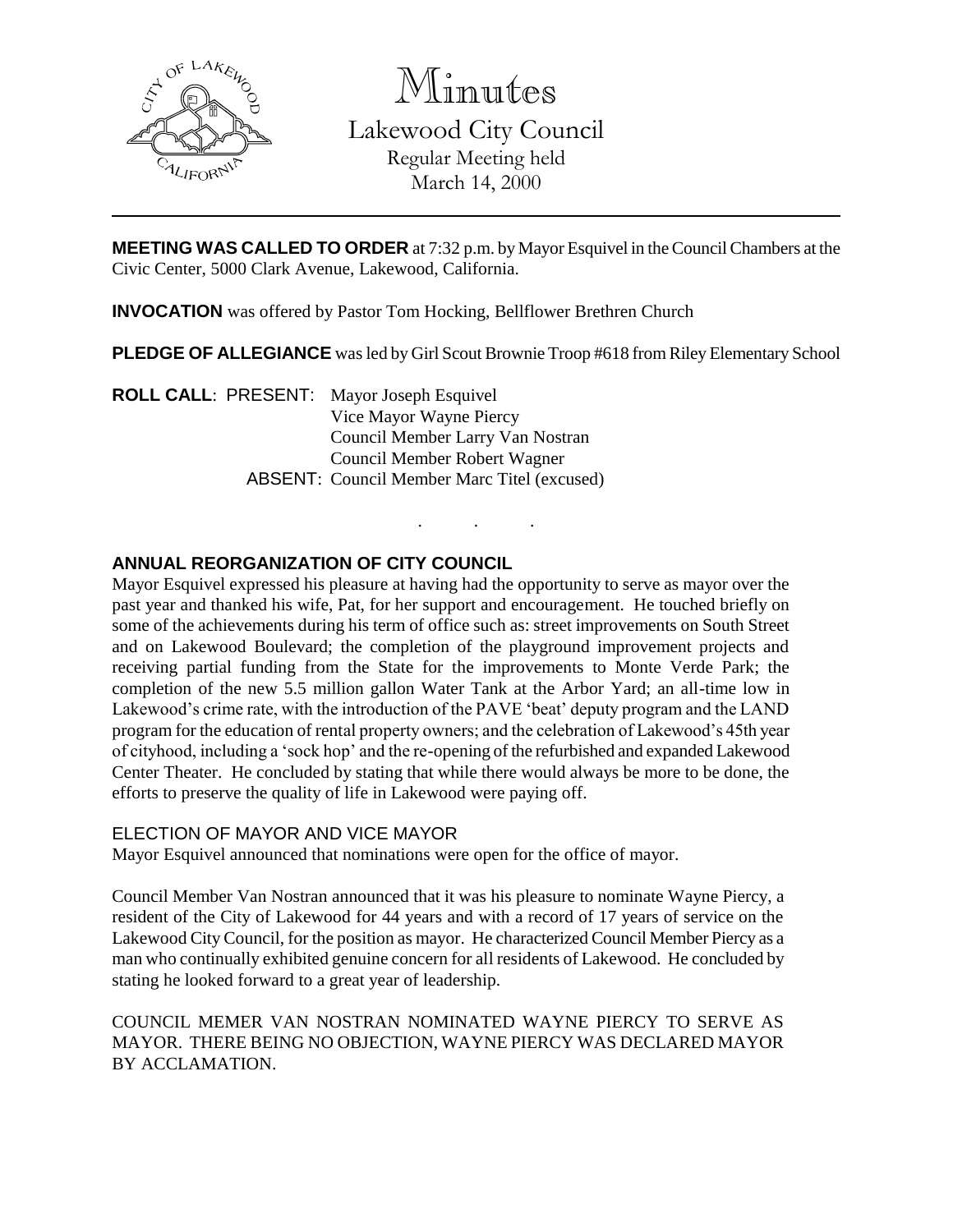# Minutes

Lakewood City Council
Regular Meeting held
March 14, 2000

---

**MEETING WAS CALLED TO ORDER** at 7:32 p.m. by Mayor Esquivel in the Council Chambers at the Civic Center, 5000 Clark Avenue, Lakewood, California.

**INVOCATION** was offered by Pastor Tom Hocking, Bellflower Brethren Church

**PLEDGE OF ALLEGIANCE** was led by Girl Scout Brownie Troop #618 from Riley Elementary School

**ROLL CALL**: PRESENT: Mayor Joseph Esquivel
Vice Mayor Wayne Piercy
Council Member Larry Van Nostran
Council Member Robert Wagner
ABSENT: Council Member Marc Titel (excused)

. . .

## ANNUAL REORGANIZATION OF CITY COUNCIL

Mayor Esquivel expressed his pleasure at having had the opportunity to serve as mayor over the past year and thanked his wife, Pat, for her support and encouragement. He touched briefly on some of the achievements during his term of office such as: street improvements on South Street and on Lakewood Boulevard; the completion of the playground improvement projects and receiving partial funding from the State for the improvements to Monte Verde Park; the completion of the new 5.5 million gallon Water Tank at the Arbor Yard; an all-time low in Lakewood's crime rate, with the introduction of the PAVE 'beat' deputy program and the LAND program for the education of rental property owners; and the celebration of Lakewood's 45th year of cityhood, including a 'sock hop' and the re-opening of the refurbished and expanded Lakewood Center Theater. He concluded by stating that while there would always be more to be done, the efforts to preserve the quality of life in Lakewood were paying off.

### ELECTION OF MAYOR AND VICE MAYOR

Mayor Esquivel announced that nominations were open for the office of mayor.

Council Member Van Nostran announced that it was his pleasure to nominate Wayne Piercy, a resident of the City of Lakewood for 44 years and with a record of 17 years of service on the Lakewood City Council, for the position as mayor. He characterized Council Member Piercy as a man who continually exhibited genuine concern for all residents of Lakewood. He concluded by stating he looked forward to a great year of leadership.

COUNCIL MEMER VAN NOSTRAN NOMINATED WAYNE PIERCY TO SERVE AS MAYOR. THERE BEING NO OBJECTION, WAYNE PIERCY WAS DECLARED MAYOR BY ACCLAMATION.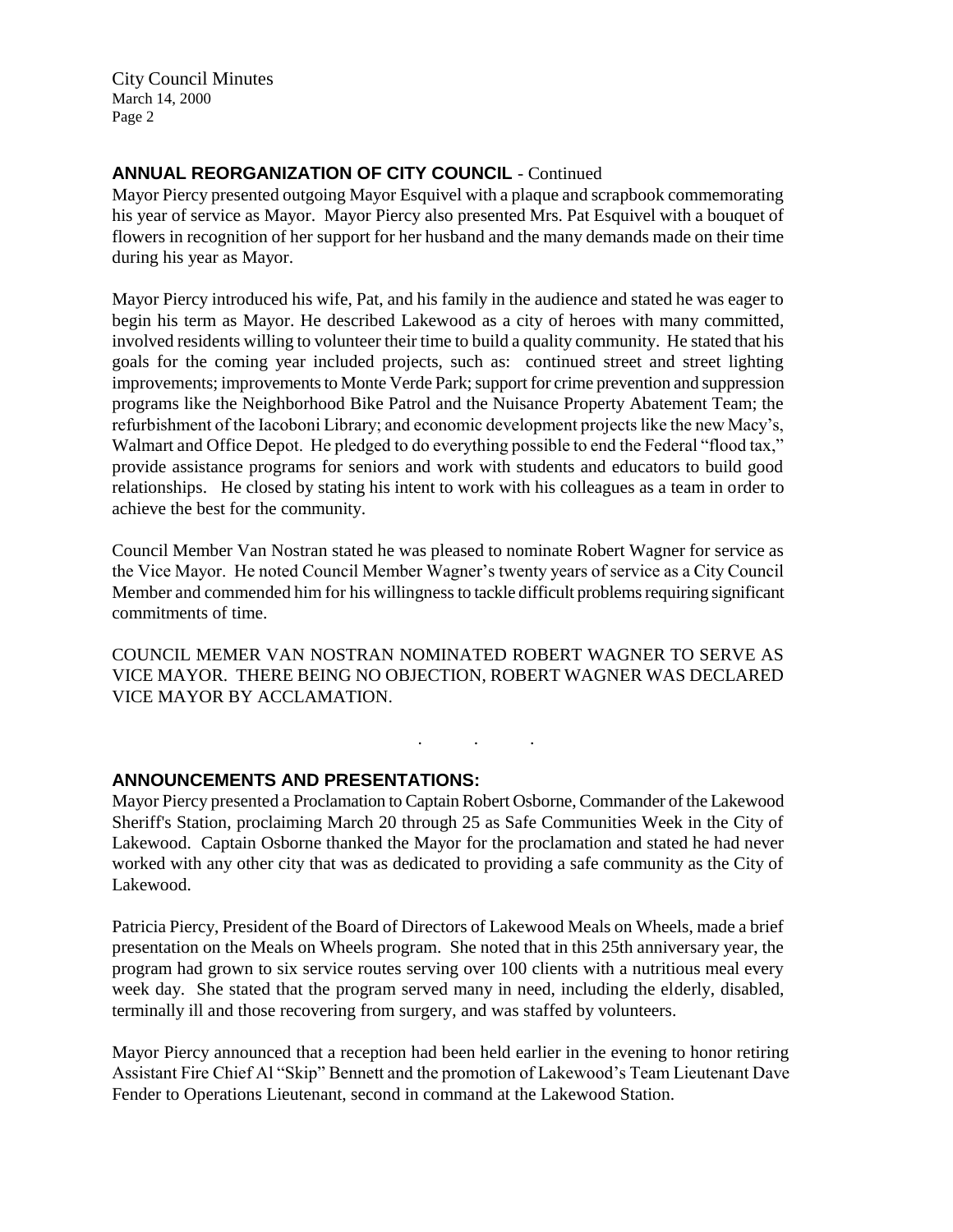## ANNUAL REORGANIZATION OF CITY COUNCIL - Continued

Mayor Piercy presented outgoing Mayor Esquivel with a plaque and scrapbook commemorating his year of service as Mayor. Mayor Piercy also presented Mrs. Pat Esquivel with a bouquet of flowers in recognition of her support for her husband and the many demands made on their time during his year as Mayor.

Mayor Piercy introduced his wife, Pat, and his family in the audience and stated he was eager to begin his term as Mayor. He described Lakewood as a city of heroes with many committed, involved residents willing to volunteer their time to build a quality community. He stated that his goals for the coming year included projects, such as: continued street and street lighting improvements; improvements to Monte Verde Park; support for crime prevention and suppression programs like the Neighborhood Bike Patrol and the Nuisance Property Abatement Team; the refurbishment of the Iacoboni Library; and economic development projects like the new Macy's, Walmart and Office Depot. He pledged to do everything possible to end the Federal "flood tax," provide assistance programs for seniors and work with students and educators to build good relationships. He closed by stating his intent to work with his colleagues as a team in order to achieve the best for the community.

Council Member Van Nostran stated he was pleased to nominate Robert Wagner for service as the Vice Mayor. He noted Council Member Wagner's twenty years of service as a City Council Member and commended him for his willingness to tackle difficult problems requiring significant commitments of time.

COUNCIL MEMER VAN NOSTRAN NOMINATED ROBERT WAGNER TO SERVE AS VICE MAYOR. THERE BEING NO OBJECTION, ROBERT WAGNER WAS DECLARED VICE MAYOR BY ACCLAMATION.

. . .

## ANNOUNCEMENTS AND PRESENTATIONS:

Mayor Piercy presented a Proclamation to Captain Robert Osborne, Commander of the Lakewood Sheriff's Station, proclaiming March 20 through 25 as Safe Communities Week in the City of Lakewood. Captain Osborne thanked the Mayor for the proclamation and stated he had never worked with any other city that was as dedicated to providing a safe community as the City of Lakewood.

Patricia Piercy, President of the Board of Directors of Lakewood Meals on Wheels, made a brief presentation on the Meals on Wheels program. She noted that in this 25th anniversary year, the program had grown to six service routes serving over 100 clients with a nutritious meal every week day. She stated that the program served many in need, including the elderly, disabled, terminally ill and those recovering from surgery, and was staffed by volunteers.

Mayor Piercy announced that a reception had been held earlier in the evening to honor retiring Assistant Fire Chief Al "Skip" Bennett and the promotion of Lakewood's Team Lieutenant Dave Fender to Operations Lieutenant, second in command at the Lakewood Station.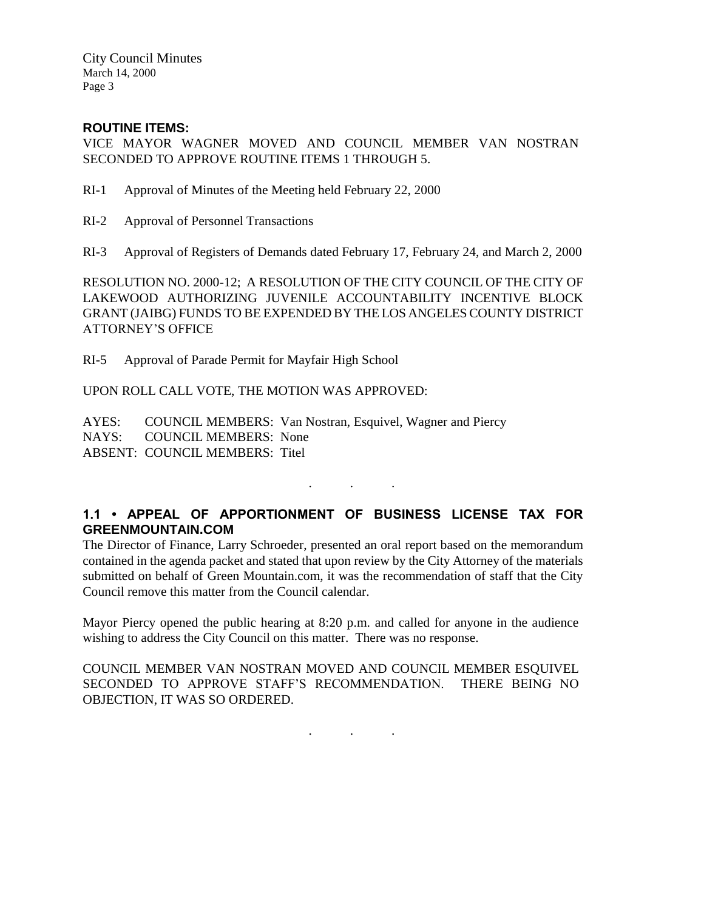**ROUTINE ITEMS:**

VICE MAYOR WAGNER MOVED AND COUNCIL MEMBER VAN NOSTRAN SECONDED TO APPROVE ROUTINE ITEMS 1 THROUGH 5.

RI-1 Approval of Minutes of the Meeting held February 22, 2000

RI-2 Approval of Personnel Transactions

RI-3 Approval of Registers of Demands dated February 17, February 24, and March 2, 2000

RESOLUTION NO. 2000-12; A RESOLUTION OF THE CITY COUNCIL OF THE CITY OF LAKEWOOD AUTHORIZING JUVENILE ACCOUNTABILITY INCENTIVE BLOCK GRANT (JAIBG) FUNDS TO BE EXPENDED BY THE LOS ANGELES COUNTY DISTRICT ATTORNEY'S OFFICE

RI-5 Approval of Parade Permit for Mayfair High School

UPON ROLL CALL VOTE, THE MOTION WAS APPROVED:

AYES: COUNCIL MEMBERS: Van Nostran, Esquivel, Wagner and Piercy
NAYS: COUNCIL MEMBERS: None
ABSENT: COUNCIL MEMBERS: Titel

. . .

**1.1 • APPEAL OF APPORTIONMENT OF BUSINESS LICENSE TAX FOR GREENMOUNTAIN.COM**

The Director of Finance, Larry Schroeder, presented an oral report based on the memorandum contained in the agenda packet and stated that upon review by the City Attorney of the materials submitted on behalf of Green Mountain.com, it was the recommendation of staff that the City Council remove this matter from the Council calendar.

Mayor Piercy opened the public hearing at 8:20 p.m. and called for anyone in the audience wishing to address the City Council on this matter. There was no response.

COUNCIL MEMBER VAN NOSTRAN MOVED AND COUNCIL MEMBER ESQUIVEL SECONDED TO APPROVE STAFF'S RECOMMENDATION. THERE BEING NO OBJECTION, IT WAS SO ORDERED.

. . .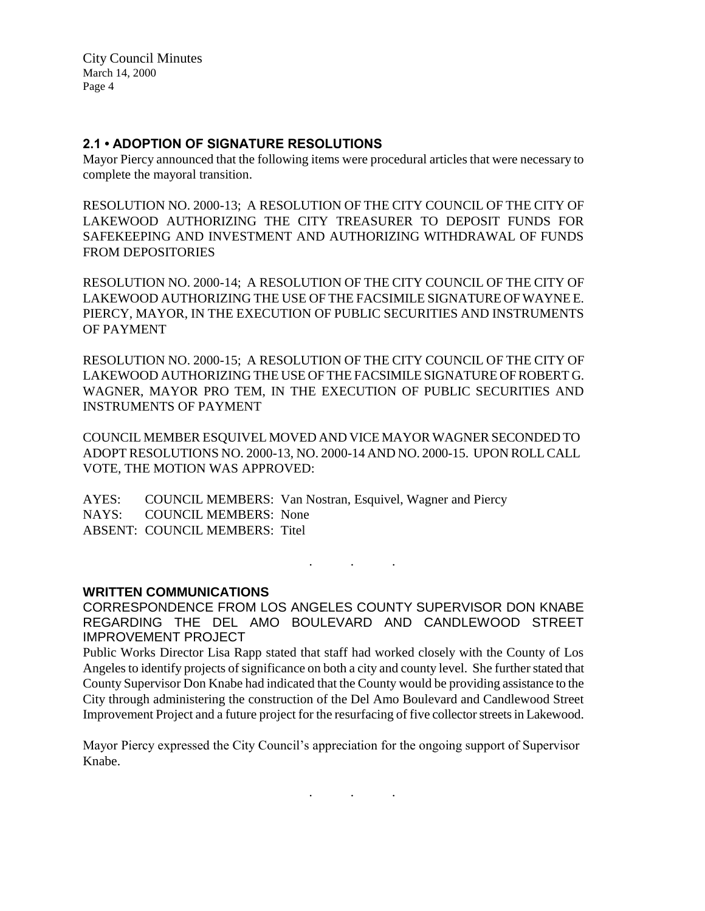## 2.1 • ADOPTION OF SIGNATURE RESOLUTIONS

Mayor Piercy announced that the following items were procedural articles that were necessary to complete the mayoral transition.

RESOLUTION NO. 2000-13; A RESOLUTION OF THE CITY COUNCIL OF THE CITY OF LAKEWOOD AUTHORIZING THE CITY TREASURER TO DEPOSIT FUNDS FOR SAFEKEEPING AND INVESTMENT AND AUTHORIZING WITHDRAWAL OF FUNDS FROM DEPOSITORIES

RESOLUTION NO. 2000-14; A RESOLUTION OF THE CITY COUNCIL OF THE CITY OF LAKEWOOD AUTHORIZING THE USE OF THE FACSIMILE SIGNATURE OF WAYNE E. PIERCY, MAYOR, IN THE EXECUTION OF PUBLIC SECURITIES AND INSTRUMENTS OF PAYMENT

RESOLUTION NO. 2000-15; A RESOLUTION OF THE CITY COUNCIL OF THE CITY OF LAKEWOOD AUTHORIZING THE USE OF THE FACSIMILE SIGNATURE OF ROBERT G. WAGNER, MAYOR PRO TEM, IN THE EXECUTION OF PUBLIC SECURITIES AND INSTRUMENTS OF PAYMENT

COUNCIL MEMBER ESQUIVEL MOVED AND VICE MAYOR WAGNER SECONDED TO ADOPT RESOLUTIONS NO. 2000-13, NO. 2000-14 AND NO. 2000-15. UPON ROLL CALL VOTE, THE MOTION WAS APPROVED:

AYES: COUNCIL MEMBERS: Van Nostran, Esquivel, Wagner and Piercy
NAYS: COUNCIL MEMBERS: None
ABSENT: COUNCIL MEMBERS: Titel

. . .

## WRITTEN COMMUNICATIONS

CORRESPONDENCE FROM LOS ANGELES COUNTY SUPERVISOR DON KNABE REGARDING THE DEL AMO BOULEVARD AND CANDLEWOOD STREET IMPROVEMENT PROJECT

Public Works Director Lisa Rapp stated that staff had worked closely with the County of Los Angeles to identify projects of significance on both a city and county level. She further stated that County Supervisor Don Knabe had indicated that the County would be providing assistance to the City through administering the construction of the Del Amo Boulevard and Candlewood Street Improvement Project and a future project for the resurfacing of five collector streets in Lakewood.

Mayor Piercy expressed the City Council's appreciation for the ongoing support of Supervisor Knabe.

. . .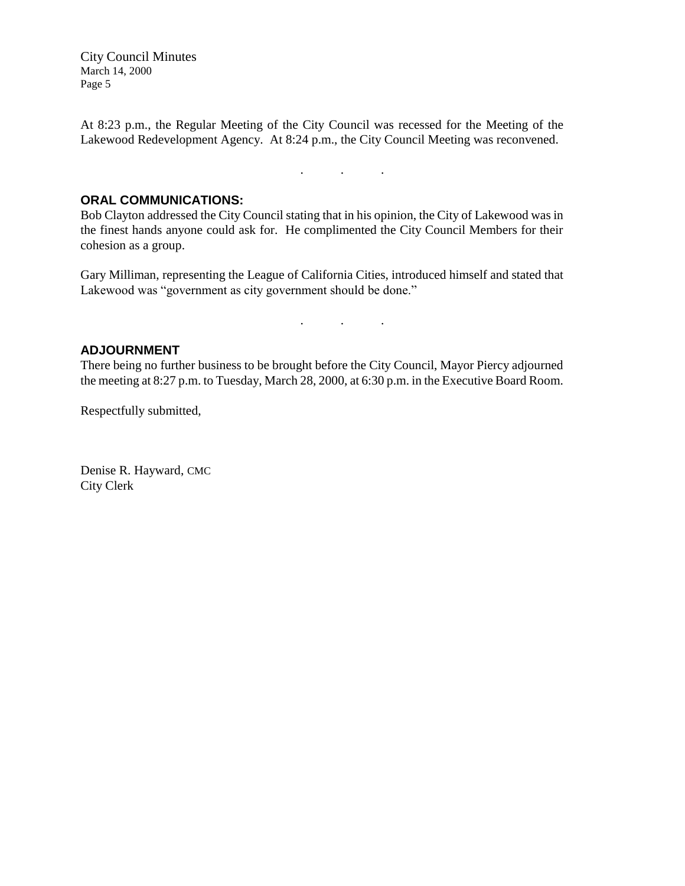At 8:23 p.m., the Regular Meeting of the City Council was recessed for the Meeting of the Lakewood Redevelopment Agency. At 8:24 p.m., the City Council Meeting was reconvened.

. . .

## ORAL COMMUNICATIONS:

Bob Clayton addressed the City Council stating that in his opinion, the City of Lakewood was in the finest hands anyone could ask for. He complimented the City Council Members for their cohesion as a group.

Gary Milliman, representing the League of California Cities, introduced himself and stated that Lakewood was "government as city government should be done."

. . .

## ADJOURNMENT

There being no further business to be brought before the City Council, Mayor Piercy adjourned the meeting at 8:27 p.m. to Tuesday, March 28, 2000, at 6:30 p.m. in the Executive Board Room.

Respectfully submitted,

Denise R. Hayward, CMC
City Clerk